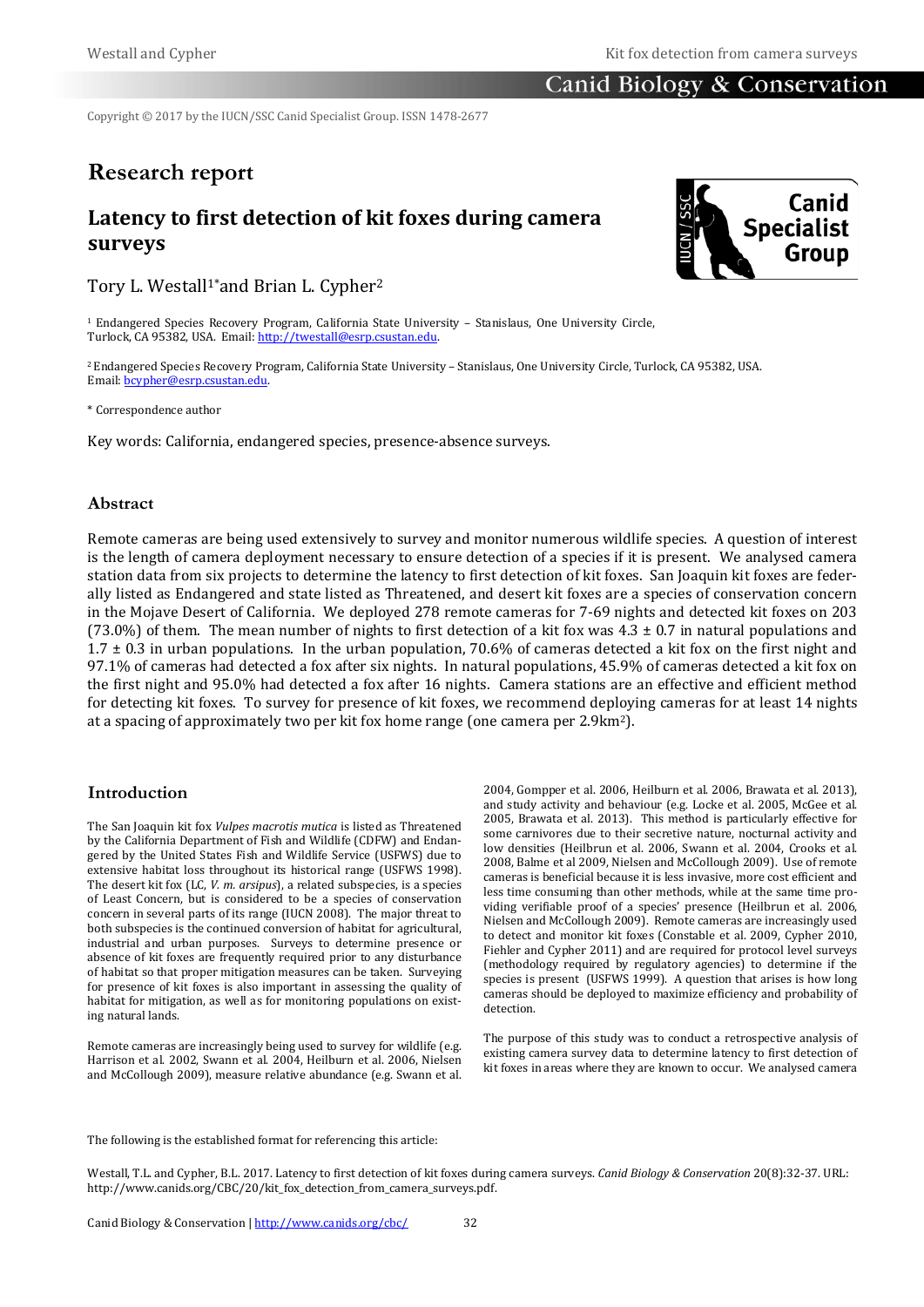Copyright © 2017 by the IUCN/SSC Canid Specialist Group. ISSN 1478-2677

# Research report

## Latency to first detection of kit foxes during camera surveys

Tory L. Westall[1]*and Brian L. Cypher[2]

[1] Endangered Species Recovery Program, California State University – Stanislaus, One University Circle, Turlock, CA 95382, USA. Email: http://twestall@esrp.csustan.edu.

[2] Endangered Species Recovery Program, California State University – Stanislaus, One University Circle, Turlock, CA 95382, USA. Email: bcypher@esrp.csustan.edu.

* Correspondence author

Key words: California, endangered species, presence-absence surveys.

### Abstract

Remote cameras are being used extensively to survey and monitor numerous wildlife species. A question of interest is the length of camera deployment necessary to ensure detection of a species if it is present. We analysed camera station data from six projects to determine the latency to first detection of kit foxes. San Joaquin kit foxes are federally listed as Endangered and state listed as Threatened, and desert kit foxes are a species of conservation concern in the Mojave Desert of California. We deployed 278 remote cameras for 7-69 nights and detected kit foxes on 203 (73.0%) of them. The mean number of nights to first detection of a kit fox was 4.3 ± 0.7 in natural populations and 1.7 ± 0.3 in urban populations. In the urban population, 70.6% of cameras detected a kit fox on the first night and 97.1% of cameras had detected a fox after six nights. In natural populations, 45.9% of cameras detected a kit fox on the first night and 95.0% had detected a fox after 16 nights. Camera stations are an effective and efficient method for detecting kit foxes. To survey for presence of kit foxes, we recommend deploying cameras for at least 14 nights at a spacing of approximately two per kit fox home range (one camera per 2.9km$^2$).

### Introduction

The San Joaquin kit fox *Vulpes macrotis mutica* is listed as Threatened by the California Department of Fish and Wildlife (CDFW) and Endangered by the United States Fish and Wildlife Service (USFWS) due to extensive habitat loss throughout its historical range (USFWS 1998). The desert kit fox (LC, *V. m. arsipus*), a related subspecies, is a species of Least Concern, but is considered to be a species of conservation concern in several parts of its range (IUCN 2008). The major threat to both subspecies is the continued conversion of habitat for agricultural, industrial and urban purposes. Surveys to determine presence or absence of kit foxes are frequently required prior to any disturbance of habitat so that proper mitigation measures can be taken. Surveying for presence of kit foxes is also important in assessing the quality of habitat for mitigation, as well as for monitoring populations on existing natural lands.

Remote cameras are increasingly being used to survey for wildlife (e.g. Harrison et al. 2002, Swann et al. 2004, Heilburn et al. 2006, Nielsen and McCollough 2009), measure relative abundance (e.g. Swann et al. 2004, Gompper et al. 2006, Heilburn et al. 2006, Brawata et al. 2013), and study activity and behaviour (e.g. Locke et al. 2005, McGee et al. 2005, Brawata et al. 2013). This method is particularly effective for some carnivores due to their secretive nature, nocturnal activity and low densities (Heilbrun et al. 2006, Swann et al. 2004, Crooks et al. 2008, Balme et al 2009, Nielsen and McCollough 2009). Use of remote cameras is beneficial because it is less invasive, more cost efficient and less time consuming than other methods, while at the same time providing verifiable proof of a species' presence (Heilbrun et al. 2006, Nielsen and McCollough 2009). Remote cameras are increasingly used to detect and monitor kit foxes (Constable et al. 2009, Cypher 2010, Fiehler and Cypher 2011) and are required for protocol level surveys (methodology required by regulatory agencies) to determine if the species is present (USFWS 1999). A question that arises is how long cameras should be deployed to maximize efficiency and probability of detection.

The purpose of this study was to conduct a retrospective analysis of existing camera survey data to determine latency to first detection of kit foxes in areas where they are known to occur. We analysed camera

The following is the established format for referencing this article:

Westall, T.L. and Cypher, B.L. 2017. Latency to first detection of kit foxes during camera surveys. *Canid Biology & Conservation* 20(8):32-37. URL: http://www.canids.org/CBC/20/kit_fox_detection_from_camera_surveys.pdf.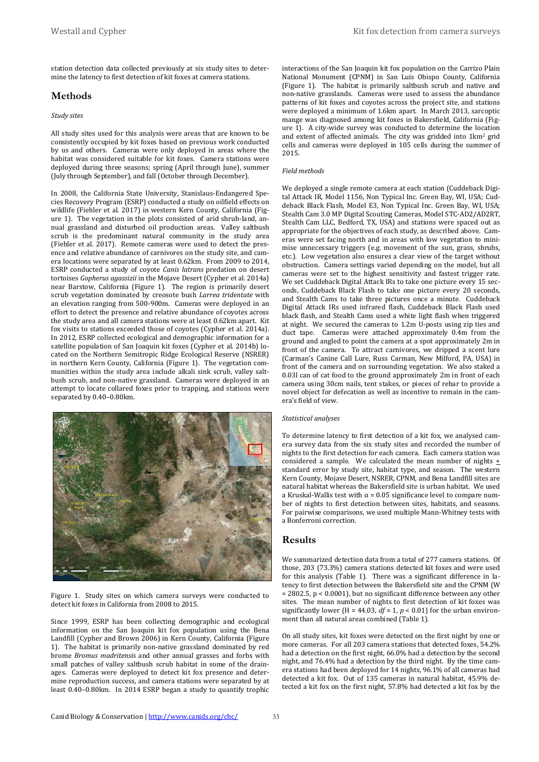station detection data collected previously at six study sites to determine the latency to first detection of kit foxes at camera stations.

## Methods

*Study sites*

All study sites used for this analysis were areas that are known to be consistently occupied by kit foxes based on previous work conducted by us and others. Cameras were only deployed in areas where the habitat was considered suitable for kit foxes. Camera stations were deployed during three seasons; spring (April through June), summer (July through September), and fall (October through December).

In 2008, the California State University, Stanislaus-Endangered Species Recovery Program (ESRP) conducted a study on oilfield effects on wildlife (Fiehler et al. 2017) in western Kern County, California (Figure 1). The vegetation in the plots consisted of arid shrub-land, annual grassland and disturbed oil production areas. Valley saltbush scrub is the predominant natural community in the study area (Fiehler et al. 2017). Remote cameras were used to detect the presence and relative abundance of carnivores on the study site, and camera locations were separated by at least 0.62km. From 2009 to 2014, ESRP conducted a study of coyote *Canis latrans* predation on desert tortoises *Gopherus agassizii* in the Mojave Desert (Cypher et al. 2014a) near Barstow, California (Figure 1). The region is primarily desert scrub vegetation dominated by creosote bush *Larrea tridentate* with an elevation ranging from 500-900m. Cameras were deployed in an effort to detect the presence and relative abundance of coyotes across the study area and all camera stations were at least 0.62km apart. Kit fox visits to stations exceeded those of coyotes (Cypher et al. 2014a). In 2012, ESRP collected ecological and demographic information for a satellite population of San Joaquin kit foxes (Cypher et al. 2014b) located on the Northern Semitropic Ridge Ecological Reserve (NSRER) in northern Kern County, California (Figure 1). The vegetation communities within the study area include alkali sink scrub, valley saltbush scrub, and non-native grassland. Cameras were deployed in an attempt to locate collared foxes prior to trapping, and stations were separated by 0.40–0.80km.

Figure 1. Study sites on which camera surveys were conducted to detect kit foxes in California from 2008 to 2015.

Since 1999, ESRP has been collecting demographic and ecological information on the San Joaquin kit fox population using the Bena Landfill (Cypher and Brown 2006) in Kern County, California (Figure 1). The habitat is primarily non-native grassland dominated by red brome *Bromus madritensis* and other annual grasses and forbs with small patches of valley saltbush scrub habitat in some of the drainages. Cameras were deployed to detect kit fox presence and determine reproduction success, and camera stations were separated by at least 0.40–0.80km. In 2014 ESRP began a study to quantify trophic interactions of the San Joaquin kit fox population on the Carrizo Plain National Monument (CPNM) in San Luis Obispo County, California (Figure 1). The habitat is primarily saltbush scrub and native and non-native grasslands. Cameras were used to assess the abundance patterns of kit foxes and coyotes across the project site, and stations were deployed a minimum of 1.6km apart. In March 2013, sarcoptic mange was diagnosed among kit foxes in Bakersfield, California (Figure 1). A city-wide survey was conducted to determine the location and extent of affected animals. The city was gridded into 1km$^2$ grid cells and cameras were deployed in 105 cells during the summer of 2015.

*Field methods*

We deployed a single remote camera at each station (Cuddeback Digital Attack IR, Model 1156, Non Typical Inc. Green Bay, WI, USA; Cuddeback Black Flash, Model E3, Non Typical Inc. Green Bay, WI, USA; Stealth Cam 3.0 MP Digital Scouting Cameras, Model STC-AD2/AD2RT, Stealth Cam LLC, Bedford, TX, USA) and stations were spaced out as appropriate for the objectives of each study, as described above. Cameras were set facing north and in areas with low vegetation to minimise unnecessary triggers (e.g. movement of the sun, grass, shrubs, etc.). Low vegetation also ensures a clear view of the target without obstruction. Camera settings varied depending on the model, but all cameras were set to the highest sensitivity and fastest trigger rate. We set Cuddeback Digital Attack IRs to take one picture every 15 seconds, Cuddeback Black Flash to take one picture every 20 seconds, and Stealth Cams to take three pictures once a minute. Cuddeback Digital Attack IRs used infrared flash, Cuddeback Black Flash used black flash, and Stealth Cams used a white light flash when triggered at night. We secured the cameras to 1.2m U-posts using zip ties and duct tape. Cameras were attached approximately 0.4m from the ground and angled to point the camera at a spot approximately 2m in front of the camera. To attract carnivores, we dripped a scent lure (Carman's Canine Call Lure, Russ Carman, New Milford, PA, USA) in front of the camera and on surrounding vegetation. We also staked a 0.03l can of cat food to the ground approximately 2m in front of each camera using 30cm nails, tent stakes, or pieces of rebar to provide a novel object for defecation as well as incentive to remain in the camera's field of view.

*Statistical analyses*

To determine latency to first detection of a kit fox, we analysed camera survey data from the six study sites and recorded the number of nights to the first detection for each camera. Each camera station was considered a sample. We calculated the mean number of nights ± standard error by study site, habitat type, and season. The western Kern County, Mojave Desert, NSRER, CPNM, and Bena Landfill sites are natural habitat whereas the Bakersfield site is urban habitat. We used a Kruskal-Wallis test with $\alpha = 0.05$ significance level to compare number of nights to first detection between sites, habitats, and seasons. For pairwise comparisons, we used multiple Mann-Whitney tests with a Bonferroni correction.

## Results

We summarized detection data from a total of 277 camera stations. Of those, 203 (73.3%) camera stations detected kit foxes and were used for this analysis (Table 1). There was a significant difference in latency to first detection between the Bakersfield site and the CPNM ($W = 2802.5$, $p < 0.0001$), but no significant difference between any other sites. The mean number of nights to first detection of kit foxes was significantly lower ($H = 44.03$, $df = 1$, $p < 0.01$) for the urban environment than all natural areas combined (Table 1).

On all study sites, kit foxes were detected on the first night by one or more cameras. For all 203 camera stations that detected foxes, 54.2% had a detection on the first night, 66.0% had a detection by the second night, and 76.4% had a detection by the third night. By the time camera stations had been deployed for 14 nights, 96.1% of all cameras had detected a kit fox. Out of 135 cameras in natural habitat, 45.9% detected a kit fox on the first night, 57.8% had detected a kit fox by the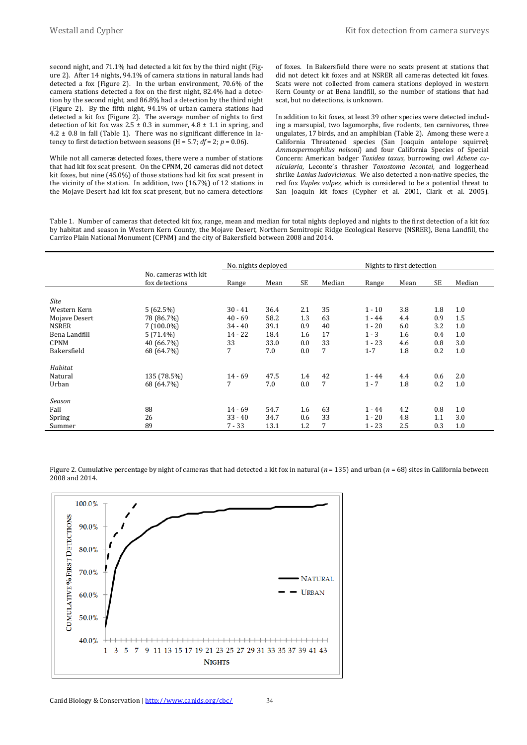second night, and 71.1% had detected a kit fox by the third night (Figure 2). After 14 nights, 94.1% of camera stations in natural lands had detected a fox (Figure 2). In the urban environment, 70.6% of the camera stations detected a fox on the first night, 82.4% had a detection by the second night, and 86.8% had a detection by the third night (Figure 2). By the fifth night, 94.1% of urban camera stations had detected a kit fox (Figure 2). The average number of nights to first detection of kit fox was 2.5 ± 0.3 in summer, 4.8 ± 1.1 in spring, and 4.2 ± 0.8 in fall (Table 1). There was no significant difference in latency to first detection between seasons ($H = 5.7$; $df = 2$; $p = 0.06$).

While not all cameras detected foxes, there were a number of stations that had kit fox scat present. On the CPNM, 20 cameras did not detect kit foxes, but nine (45.0%) of those stations had kit fox scat present in the vicinity of the station. In addition, two (16.7%) of 12 stations in the Mojave Desert had kit fox scat present, but no camera detections of foxes. In Bakersfield there were no scats present at stations that did not detect kit foxes and at NSRER all cameras detected kit foxes. Scats were not collected from camera stations deployed in western Kern County or at Bena landfill, so the number of stations that had scat, but no detections, is unknown.

In addition to kit foxes, at least 39 other species were detected including a marsupial, two lagomorphs, five rodents, ten carnivores, three ungulates, 17 birds, and an amphibian (Table 2). Among these were a California Threatened species (San Joaquin antelope squirrel; *Ammospermophilus nelsoni*) and four California Species of Special Concern: American badger *Taxidea taxus*, burrowing owl *Athene cunicularia*, Leconte's thrasher *Toxostoma lecontei*, and loggerhead shrike *Lanius ludovicianus*. We also detected a non-native species, the red fox *Vuples vulpes*, which is considered to be a potential threat to San Joaquin kit foxes (Cypher et al. 2001, Clark et al. 2005).

Table 1. Number of cameras that detected kit fox, range, mean and median for total nights deployed and nights to the first detection of a kit fox by habitat and season in Western Kern County, the Mojave Desert, Northern Semitropic Ridge Ecological Reserve (NSRER), Bena Landfill, the Carrizo Plain National Monument (CPNM) and the city of Bakersfield between 2008 and 2014.

| | | No. nights deployed | | | | Nights to first detection | | | |
|---|---|---|---|---|---|---|---|---|---|
| | No. cameras with kit fox detections | Range | Mean | SE | Median | Range | Mean | SE | Median |
| *Site* | | | | | | | | | |
| Western Kern | 5 (62.5%) | 30 - 41 | 36.4 | 2.1 | 35 | 1 - 10 | 3.8 | 1.8 | 1.0 |
| Mojave Desert | 78 (86.7%) | 40 - 69 | 58.2 | 1.3 | 63 | 1 - 44 | 4.4 | 0.9 | 1.5 |
| NSRER | 7 (100.0%) | 34 - 40 | 39.1 | 0.9 | 40 | 1 - 20 | 6.0 | 3.2 | 1.0 |
| Bena Landfill | 5 (71.4%) | 14 - 22 | 18.4 | 1.6 | 17 | 1 - 3 | 1.6 | 0.4 | 1.0 |
| CPNM | 40 (66.7%) | 33 | 33.0 | 0.0 | 33 | 1 - 23 | 4.6 | 0.8 | 3.0 |
| Bakersfield | 68 (64.7%) | 7 | 7.0 | 0.0 | 7 | 1-7 | 1.8 | 0.2 | 1.0 |
| *Habitat* | | | | | | | | | |
| Natural | 135 (78.5%) | 14 - 69 | 47.5 | 1.4 | 42 | 1 - 44 | 4.4 | 0.6 | 2.0 |
| Urban | 68 (64.7%) | 7 | 7.0 | 0.0 | 7 | 1 - 7 | 1.8 | 0.2 | 1.0 |
| *Season* | | | | | | | | | |
| Fall | 88 | 14 - 69 | 54.7 | 1.6 | 63 | 1 - 44 | 4.2 | 0.8 | 1.0 |
| Spring | 26 | 33 - 40 | 34.7 | 0.6 | 33 | 1 - 20 | 4.8 | 1.1 | 3.0 |
| Summer | 89 | 7 - 33 | 13.1 | 1.2 | 7 | 1 - 23 | 2.5 | 0.3 | 1.0 |

Figure 2. Cumulative percentage by night of cameras that had detected a kit fox in natural ($n = 135$) and urban ($n = 68$) sites in California between 2008 and 2014.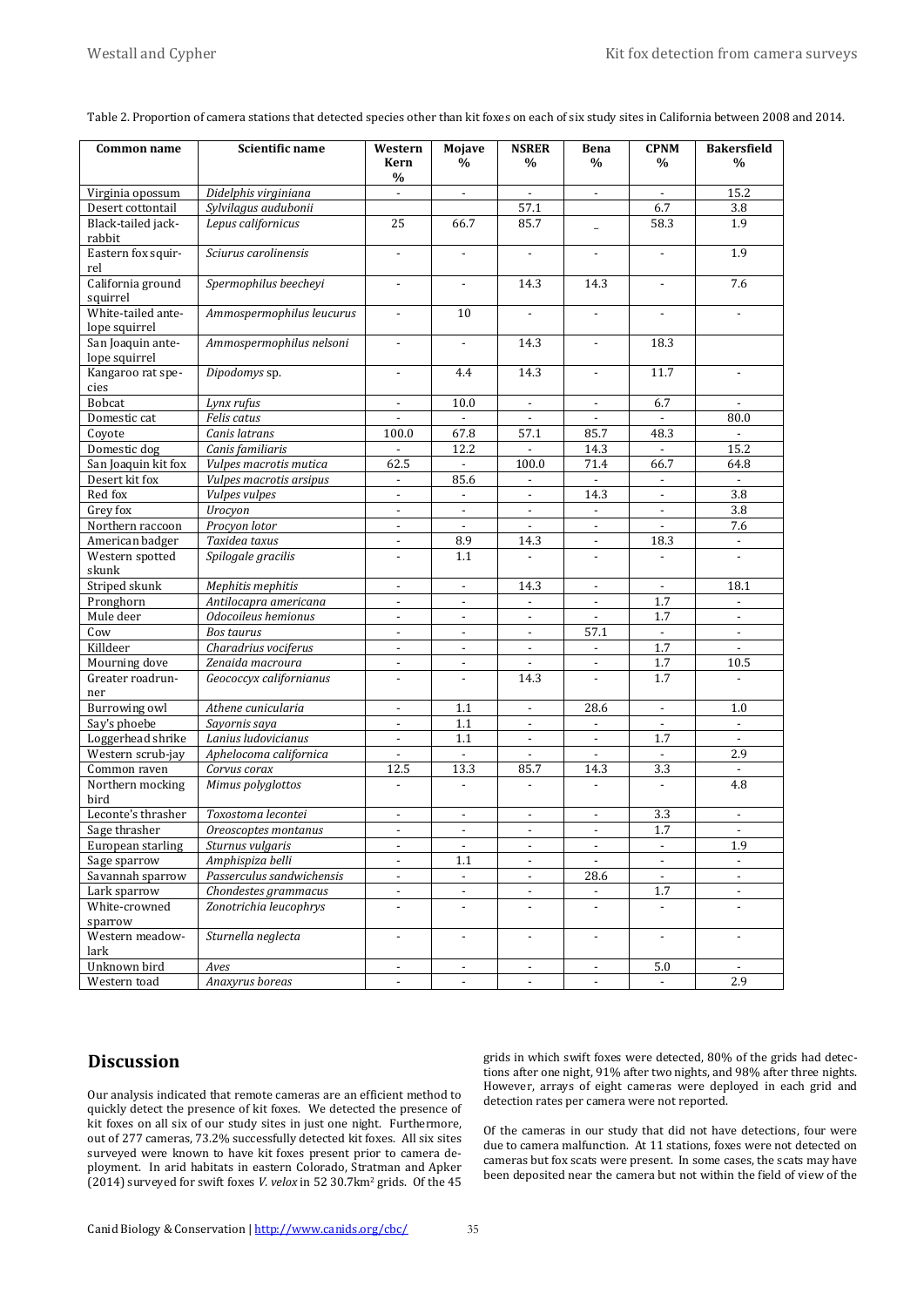Table 2. Proportion of camera stations that detected species other than kit foxes on each of six study sites in California between 2008 and 2014.

| Common name | Scientific name | Western Kern % | Mojave % | NSRER % | Bena % | CPNM % | Bakersfield % |
|---|---|---|---|---|---|---|---|
| Virginia opossum | *Didelphis virginiana* | - | - | - | - | - | 15.2 |
| Desert cottontail | *Sylvilagus audubonii* | | | 57.1 | | 6.7 | 3.8 |
| Black-tailed jack-rabbit | *Lepus californicus* | 25 | 66.7 | 85.7 | _ | 58.3 | 1.9 |
| Eastern fox squirrel | *Sciurus carolinensis* | - | - | - | - | - | 1.9 |
| California ground squirrel | *Spermophilus beecheyi* | - | - | 14.3 | 14.3 | - | 7.6 |
| White-tailed antelope squirrel | *Ammospermophilus leucurus* | - | 10 | - | - | - | - |
| San Joaquin antelope squirrel | *Ammospermophilus nelsoni* | - | - | 14.3 | - | 18.3 | |
| Kangaroo rat species | *Dipodomys* sp. | - | 4.4 | 14.3 | - | 11.7 | - |
| Bobcat | *Lynx rufus* | - | 10.0 | - | - | 6.7 | - |
| Domestic cat | *Felis catus* | - | - | - | - | - | 80.0 |
| Coyote | *Canis latrans* | 100.0 | 67.8 | 57.1 | 85.7 | 48.3 | - |
| Domestic dog | *Canis familiaris* | - | 12.2 | - | 14.3 | - | 15.2 |
| San Joaquin kit fox | *Vulpes macrotis mutica* | 62.5 | - | 100.0 | 71.4 | 66.7 | 64.8 |
| Desert kit fox | *Vulpes macrotis arsipus* | - | 85.6 | - | - | - | - |
| Red fox | *Vulpes vulpes* | - | - | - | 14.3 | - | 3.8 |
| Grey fox | *Urocyon* | - | - | - | - | - | 3.8 |
| Northern raccoon | *Procyon lotor* | - | - | - | - | - | 7.6 |
| American badger | *Taxidea taxus* | - | 8.9 | 14.3 | - | 18.3 | - |
| Western spotted skunk | *Spilogale gracilis* | - | 1.1 | - | - | - | - |
| Striped skunk | *Mephitis mephitis* | - | - | 14.3 | - | - | 18.1 |
| Pronghorn | *Antilocapra americana* | - | - | - | - | 1.7 | - |
| Mule deer | *Odocoileus hemionus* | - | - | - | - | 1.7 | - |
| Cow | *Bos taurus* | - | - | - | 57.1 | - | - |
| Killdeer | *Charadrius vociferus* | - | - | - | - | 1.7 | - |
| Mourning dove | *Zenaida macroura* | - | - | - | - | 1.7 | 10.5 |
| Greater roadrunner | *Geococcyx californianus* | - | - | 14.3 | - | 1.7 | - |
| Burrowing owl | *Athene cunicularia* | - | 1.1 | - | 28.6 | - | 1.0 |
| Say's phoebe | *Sayornis saya* | - | 1.1 | - | - | - | - |
| Loggerhead shrike | *Lanius ludovicianus* | - | 1.1 | - | - | 1.7 | - |
| Western scrub-jay | *Aphelocoma californica* | - | - | - | - | - | 2.9 |
| Common raven | *Corvus corax* | 12.5 | 13.3 | 85.7 | 14.3 | 3.3 | - |
| Northern mocking bird | *Mimus polyglottos* | - | - | - | - | - | 4.8 |
| Leconte's thrasher | *Toxostoma lecontei* | - | - | - | - | 3.3 | - |
| Sage thrasher | *Oreoscoptes montanus* | - | - | - | - | 1.7 | - |
| European starling | *Sturnus vulgaris* | - | - | - | - | - | 1.9 |
| Sage sparrow | *Amphispiza belli* | - | 1.1 | - | - | - | - |
| Savannah sparrow | *Passerculus sandwichensis* | - | - | - | 28.6 | - | - |
| Lark sparrow | *Chondestes grammacus* | - | - | - | - | 1.7 | - |
| White-crowned sparrow | *Zonotrichia leucophrys* | - | - | - | - | - | - |
| Western meadowlark | *Sturnella neglecta* | - | - | - | - | - | - |
| Unknown bird | *Aves* | - | - | - | - | 5.0 | - |
| Western toad | *Anaxyrus boreas* | - | - | - | - | - | 2.9 |

## Discussion

Our analysis indicated that remote cameras are an efficient method to quickly detect the presence of kit foxes. We detected the presence of kit foxes on all six of our study sites in just one night. Furthermore, out of 277 cameras, 73.2% successfully detected kit foxes. All six sites surveyed were known to have kit foxes present prior to camera deployment. In arid habitats in eastern Colorado, Stratman and Apker (2014) surveyed for swift foxes *V. velox* in 52 30.7km$^2$ grids. Of the 45 grids in which swift foxes were detected, 80% of the grids had detections after one night, 91% after two nights, and 98% after three nights. However, arrays of eight cameras were deployed in each grid and detection rates per camera were not reported.

Of the cameras in our study that did not have detections, four were due to camera malfunction. At 11 stations, foxes were not detected on cameras but fox scats were present. In some cases, the scats may have been deposited near the camera but not within the field of view of the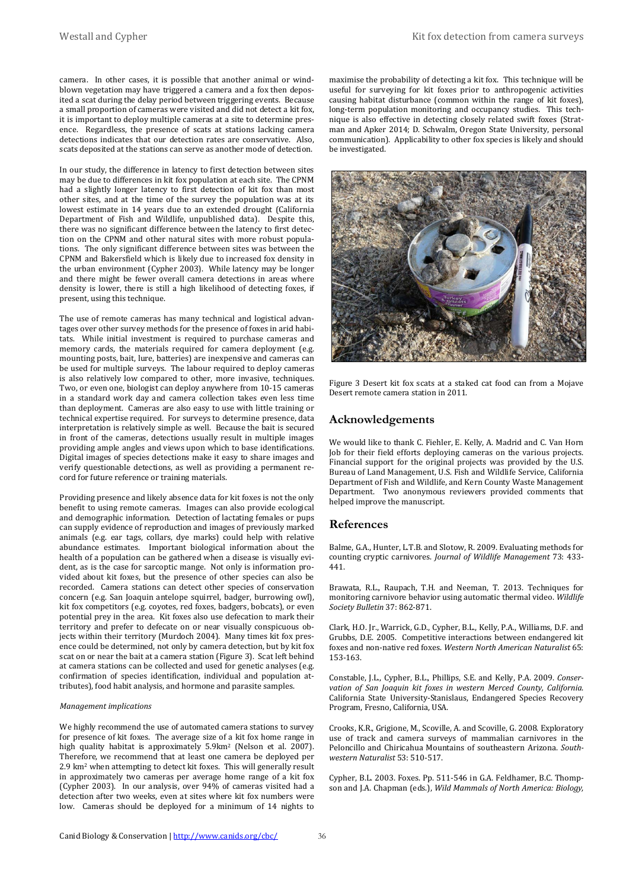camera. In other cases, it is possible that another animal or wind-blown vegetation may have triggered a camera and a fox then deposited a scat during the delay period between triggering events. Because a small proportion of cameras were visited and did not detect a kit fox, it is important to deploy multiple cameras at a site to determine presence. Regardless, the presence of scats at stations lacking camera detections indicates that our detection rates are conservative. Also, scats deposited at the stations can serve as another mode of detection.

In our study, the difference in latency to first detection between sites may be due to differences in kit fox population at each site. The CPNM had a slightly longer latency to first detection of kit fox than most other sites, and at the time of the survey the population was at its lowest estimate in 14 years due to an extended drought (California Department of Fish and Wildlife, unpublished data). Despite this, there was no significant difference between the latency to first detection on the CPNM and other natural sites with more robust populations. The only significant difference between sites was between the CPNM and Bakersfield which is likely due to increased fox density in the urban environment (Cypher 2003). While latency may be longer and there might be fewer overall camera detections in areas where density is lower, there is still a high likelihood of detecting foxes, if present, using this technique.

The use of remote cameras has many technical and logistical advantages over other survey methods for the presence of foxes in arid habitats. While initial investment is required to purchase cameras and memory cards, the materials required for camera deployment (e.g. mounting posts, bait, lure, batteries) are inexpensive and cameras can be used for multiple surveys. The labour required to deploy cameras is also relatively low compared to other, more invasive, techniques. Two, or even one, biologist can deploy anywhere from 10-15 cameras in a standard work day and camera collection takes even less time than deployment. Cameras are also easy to use with little training or technical expertise required. For surveys to determine presence, data interpretation is relatively simple as well. Because the bait is secured in front of the cameras, detections usually result in multiple images providing ample angles and views upon which to base identifications. Digital images of species detections make it easy to share images and verify questionable detections, as well as providing a permanent record for future reference or training materials.

Providing presence and likely absence data for kit foxes is not the only benefit to using remote cameras. Images can also provide ecological and demographic information. Detection of lactating females or pups can supply evidence of reproduction and images of previously marked animals (e.g. ear tags, collars, dye marks) could help with relative abundance estimates. Important biological information about the health of a population can be gathered when a disease is visually evident, as is the case for sarcoptic mange. Not only is information provided about kit foxes, but the presence of other species can also be recorded. Camera stations can detect other species of conservation concern (e.g. San Joaquin antelope squirrel, badger, burrowing owl), kit fox competitors (e.g. coyotes, red foxes, badgers, bobcats), or even potential prey in the area. Kit foxes also use defecation to mark their territory and prefer to defecate on or near visually conspicuous objects within their territory (Murdoch 2004). Many times kit fox presence could be determined, not only by camera detection, but by kit fox scat on or near the bait at a camera station (Figure 3). Scat left behind at camera stations can be collected and used for genetic analyses (e.g. confirmation of species identification, individual and population attributes), food habit analysis, and hormone and parasite samples.

*Management implications*

We highly recommend the use of automated camera stations to survey for presence of kit foxes. The average size of a kit fox home range in high quality habitat is approximately 5.9km$^2$ (Nelson et al. 2007). Therefore, we recommend that at least one camera be deployed per 2.9 km$^2$ when attempting to detect kit foxes. This will generally result in approximately two cameras per average home range of a kit fox (Cypher 2003). In our analysis, over 94% of cameras visited had a detection after two weeks, even at sites where kit fox numbers were low. Cameras should be deployed for a minimum of 14 nights to maximise the probability of detecting a kit fox. This technique will be useful for surveying for kit foxes prior to anthropogenic activities causing habitat disturbance (common within the range of kit foxes), long-term population monitoring and occupancy studies. This technique is also effective in detecting closely related swift foxes (Stratman and Apker 2014; D. Schwalm, Oregon State University, personal communication). Applicability to other fox species is likely and should be investigated.

Figure 3 Desert kit fox scats at a staked cat food can from a Mojave Desert remote camera station in 2011.

## Acknowledgements

We would like to thank C. Fiehler, E. Kelly, A. Madrid and C. Van Horn Job for their field efforts deploying cameras on the various projects. Financial support for the original projects was provided by the U.S. Bureau of Land Management, U.S. Fish and Wildlife Service, California Department of Fish and Wildlife, and Kern County Waste Management Department. Two anonymous reviewers provided comments that helped improve the manuscript.

## References

Balme, G.A., Hunter, L.T.B. and Slotow, R. 2009. Evaluating methods for counting cryptic carnivores. *Journal of Wildlife Management* 73: 433-441.

Brawata, R.L., Raupach, T.H. and Neeman, T. 2013. Techniques for monitoring carnivore behavior using automatic thermal video. *Wildlife Society Bulletin* 37: 862-871.

Clark, H.O. Jr., Warrick, G.D., Cypher, B.L., Kelly, P.A., Williams, D.F. and Grubbs, D.E. 2005. Competitive interactions between endangered kit foxes and non-native red foxes. *Western North American Naturalist* 65: 153-163.

Constable, J.L., Cypher, B.L., Phillips, S.E. and Kelly, P.A. 2009. *Conservation of San Joaquin kit foxes in western Merced County, California.* California State University-Stanislaus, Endangered Species Recovery Program, Fresno, California, USA.

Crooks, K.R., Grigione, M., Scoville, A. and Scoville, G. 2008. Exploratory use of track and camera surveys of mammalian carnivores in the Peloncillo and Chiricahua Mountains of southeastern Arizona. *Southwestern Naturalist* 53: 510-517.

Cypher, B.L. 2003. Foxes. Pp. 511-546 in G.A. Feldhamer, B.C. Thompson and J.A. Chapman (eds.), *Wild Mammals of North America: Biology,*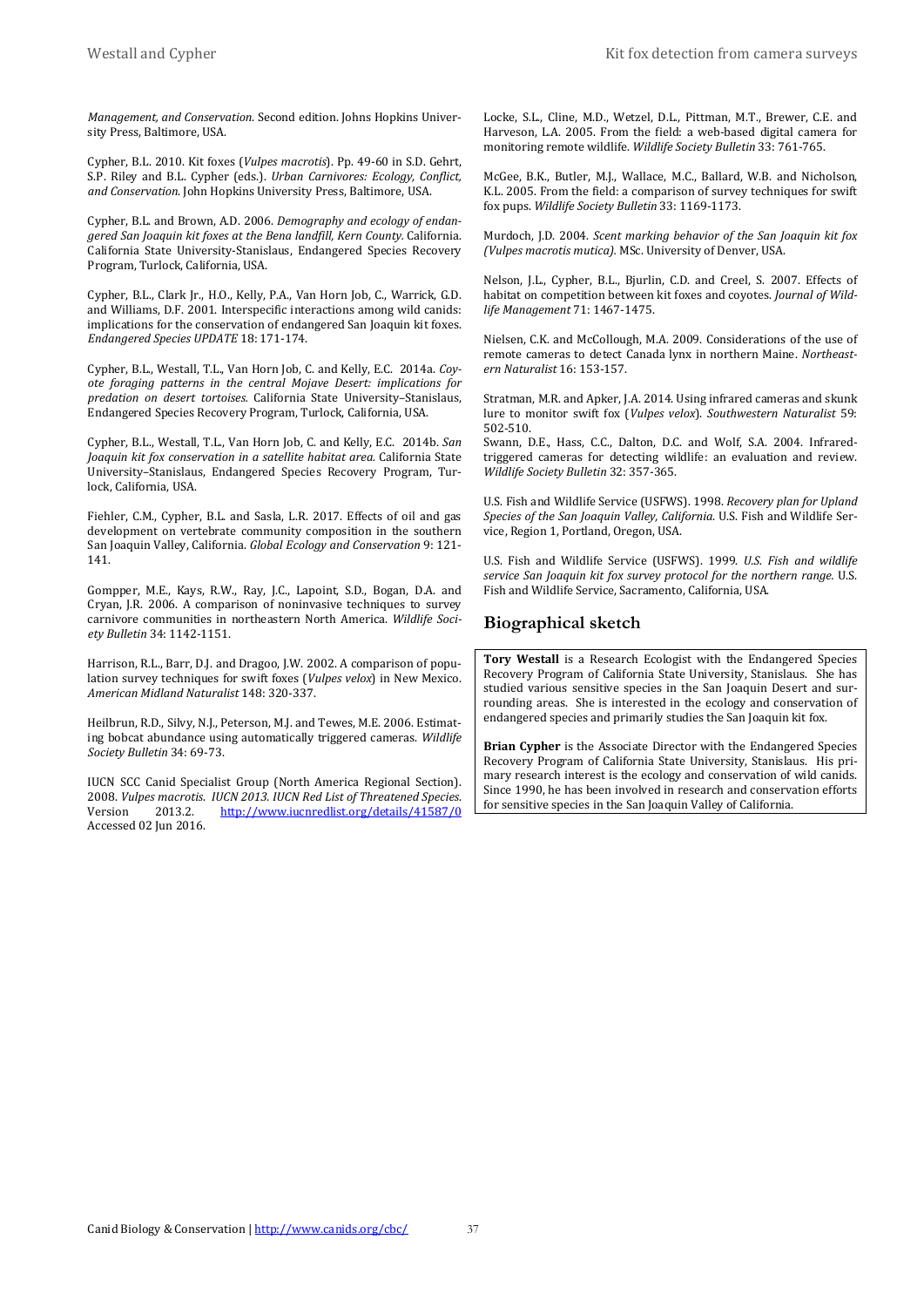*Management, and Conservation*. Second edition. Johns Hopkins University Press, Baltimore, USA.

Cypher, B.L. 2010. Kit foxes (*Vulpes macrotis*). Pp. 49-60 in S.D. Gehrt, S.P. Riley and B.L. Cypher (eds.). *Urban Carnivores: Ecology, Conflict, and Conservation*. John Hopkins University Press, Baltimore, USA.

Cypher, B.L. and Brown, A.D. 2006. *Demography and ecology of endangered San Joaquin kit foxes at the Bena landfill, Kern County*. California. California State University-Stanislaus, Endangered Species Recovery Program, Turlock, California, USA.

Cypher, B.L., Clark Jr., H.O., Kelly, P.A., Van Horn Job, C., Warrick, G.D. and Williams, D.F. 2001. Interspecific interactions among wild canids: implications for the conservation of endangered San Joaquin kit foxes. *Endangered Species UPDATE* 18: 171-174.

Cypher, B.L., Westall, T.L., Van Horn Job, C. and Kelly, E.C. 2014a. *Coyote foraging patterns in the central Mojave Desert: implications for predation on desert tortoises.* California State University–Stanislaus, Endangered Species Recovery Program, Turlock, California, USA.

Cypher, B.L., Westall, T.L., Van Horn Job, C. and Kelly, E.C. 2014b. *San Joaquin kit fox conservation in a satellite habitat area.* California State University–Stanislaus, Endangered Species Recovery Program, Turlock, California, USA.

Fiehler, C.M., Cypher, B.L. and Sasla, L.R. 2017. Effects of oil and gas development on vertebrate community composition in the southern San Joaquin Valley, California. *Global Ecology and Conservation* 9: 121-141.

Gompper, M.E., Kays, R.W., Ray, J.C., Lapoint, S.D., Bogan, D.A. and Cryan, J.R. 2006. A comparison of noninvasive techniques to survey carnivore communities in northeastern North America. *Wildlife Society Bulletin* 34: 1142-1151.

Harrison, R.L., Barr, D.J. and Dragoo, J.W. 2002. A comparison of population survey techniques for swift foxes (*Vulpes velox*) in New Mexico. *American Midland Naturalist* 148: 320-337.

Heilbrun, R.D., Silvy, N.J., Peterson, M.J. and Tewes, M.E. 2006. Estimating bobcat abundance using automatically triggered cameras. *Wildlife Society Bulletin* 34: 69-73.

IUCN SCC Canid Specialist Group (North America Regional Section). 2008. *Vulpes macrotis*. *IUCN 2013. IUCN Red List of Threatened Species*. Version 2013.2. http://www.iucnredlist.org/details/41587/0 Accessed 02 Jun 2016.

Locke, S.L., Cline, M.D., Wetzel, D.L., Pittman, M.T., Brewer, C.E. and Harveson, L.A. 2005. From the field: a web-based digital camera for monitoring remote wildlife. *Wildlife Society Bulletin* 33: 761-765.

McGee, B.K., Butler, M.J., Wallace, M.C., Ballard, W.B. and Nicholson, K.L. 2005. From the field: a comparison of survey techniques for swift fox pups. *Wildlife Society Bulletin* 33: 1169-1173.

Murdoch, J.D. 2004. *Scent marking behavior of the San Joaquin kit fox (Vulpes macrotis mutica)*. MSc. University of Denver, USA.

Nelson, J.L., Cypher, B.L., Bjurlin, C.D. and Creel, S. 2007. Effects of habitat on competition between kit foxes and coyotes. *Journal of Wildlife Management* 71: 1467-1475.

Nielsen, C.K. and McCollough, M.A. 2009. Considerations of the use of remote cameras to detect Canada lynx in northern Maine. *Northeastern Naturalist* 16: 153-157.

Stratman, M.R. and Apker, J.A. 2014. Using infrared cameras and skunk lure to monitor swift fox (*Vulpes velox*). *Southwestern Naturalist* 59: 502-510.

Swann, D.E., Hass, C.C., Dalton, D.C. and Wolf, S.A. 2004. Infrared-triggered cameras for detecting wildlife: an evaluation and review. *Wildlife Society Bulletin* 32: 357-365.

U.S. Fish and Wildlife Service (USFWS). 1998. *Recovery plan for Upland Species of the San Joaquin Valley, California*. U.S. Fish and Wildlife Service, Region 1, Portland, Oregon, USA.

U.S. Fish and Wildlife Service (USFWS). 1999. *U.S. Fish and wildlife service San Joaquin kit fox survey protocol for the northern range.* U.S. Fish and Wildlife Service, Sacramento, California, USA.

## Biographical sketch

**Tory Westall** is a Research Ecologist with the Endangered Species Recovery Program of California State University, Stanislaus. She has studied various sensitive species in the San Joaquin Desert and surrounding areas. She is interested in the ecology and conservation of endangered species and primarily studies the San Joaquin kit fox.

**Brian Cypher** is the Associate Director with the Endangered Species Recovery Program of California State University, Stanislaus. His primary research interest is the ecology and conservation of wild canids. Since 1990, he has been involved in research and conservation efforts for sensitive species in the San Joaquin Valley of California.